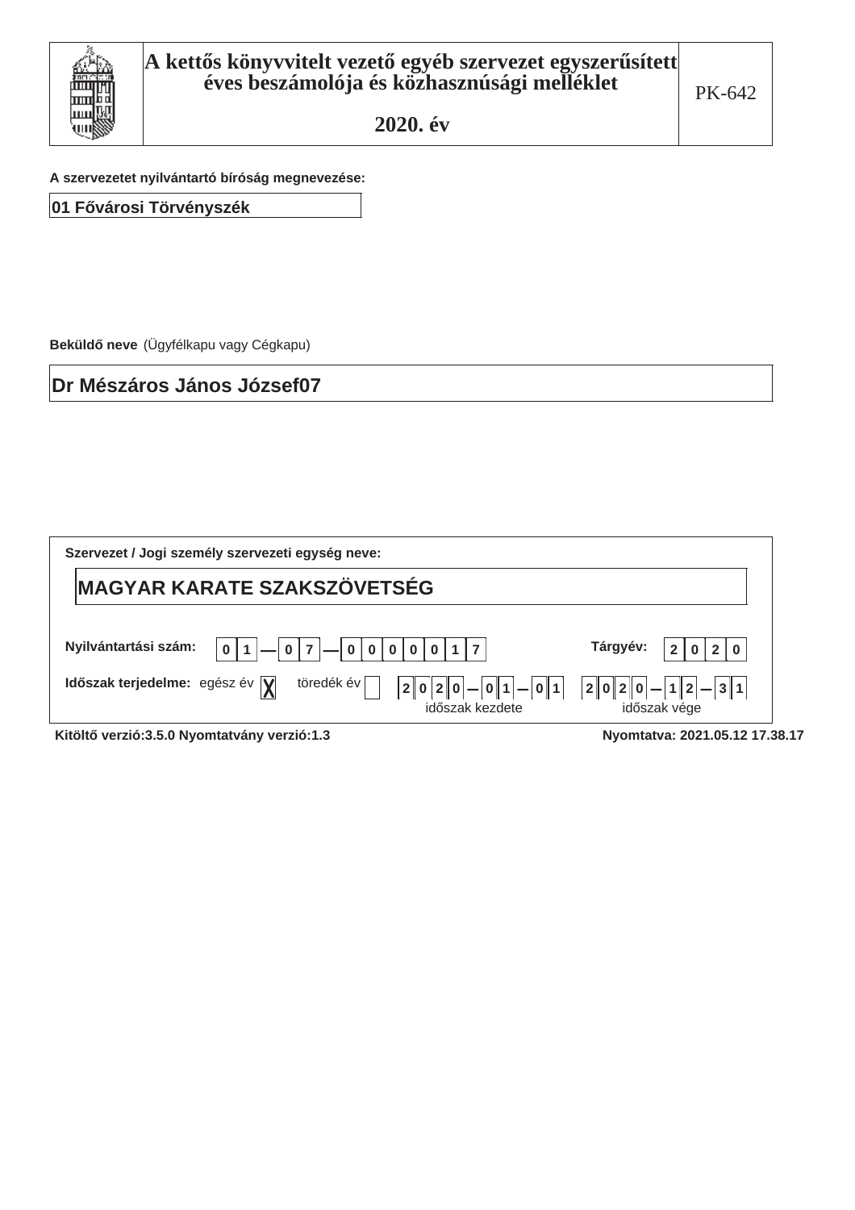# A kettős könyvvitelt vezető egyéb szervezet egyszerűsített éves beszámolója és közhasznúsági melléklet

## 2020. év

PK-642

**A szervezetet nyilvántartó bíróság megnevezése:**

01 Fővárosi Törvényszék

**Beküldő neve** (Ügyfélkapu vagy Cégkapu)

Dr Mészáros János József07

**Szervezet / Jogi személy szervezeti egység neve:**

MAGYAR KARATE SZAKSZÖVETSÉG

**Nyilvántartási szám:** 01—07—0000017

**Tárgyév:** 2020

**Időszak terjedelme:** egész év [X] töredék év [ ]

2020—01—01 (időszak kezdete) 2020—12—31 (időszak vége)

Kitöltő verzió:3.5.0 Nyomtatvány verzió:1.3

Nyomtatva: 2021.05.12 17.38.17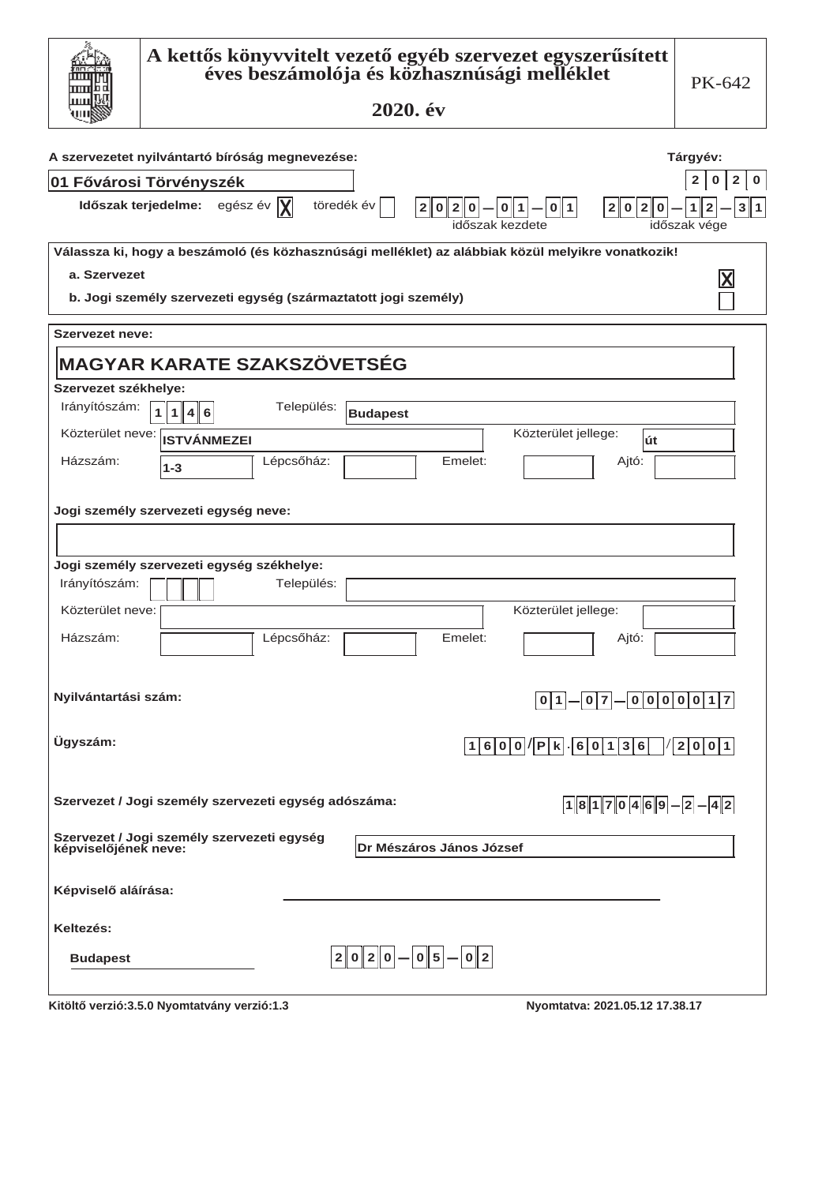# A kettős könyvvitelt vezető egyéb szervezet egyszerűsített éves beszámolója és közhasznúsági melléklet

## 2020. év

PK-642

**A szervezetet nyilvántartó bíróság megnevezése:** 01 Fővárosi Törvényszék

**Tárgyév:** 2020

**Időszak terjedelme:** egész év [X] töredék év [ ]

2020-01-01 (időszak kezdete) — 2020-12-31 (időszak vége)

**Válassza ki, hogy a beszámoló (és közhasznúsági melléklet) az alábbiak közül melyikre vonatkozik!**

a. Szervezet [X]

b. Jogi személy szervezeti egység (származtatott jogi személy) [ ]

**Szervezet neve:**

**MAGYAR KARATE SZAKSZÖVETSÉG**

**Szervezet székhelye:**

Irányítószám: 1146 Település: Budapest

Közterület neve: ISTVÁNMEZEI Közterület jellege: út

Házszám: 1-3 Lépcsőház: Emelet: Ajtó:

**Jogi személy szervezeti egység neve:**

**Jogi személy szervezeti egység székhelye:**

Irányítószám: Település:

Közterület neve: Közterület jellege:

Házszám: Lépcsőház: Emelet: Ajtó:

**Nyilvántartási szám:** 01-07-0000017

**Ügyszám:** 1600/Pk.60136/2001

**Szervezet / Jogi személy szervezeti egység adószáma:** 18170469-2-42

**Szervezet / Jogi személy szervezeti egység képviselőjének neve:** Dr Mészáros János József

**Képviselő aláírása:**

**Keltezés:**

Budapest 2020-05-02

Kitöltő verzió:3.5.0 Nyomtatvány verzió:1.3 Nyomtatva: 2021.05.12 17.38.17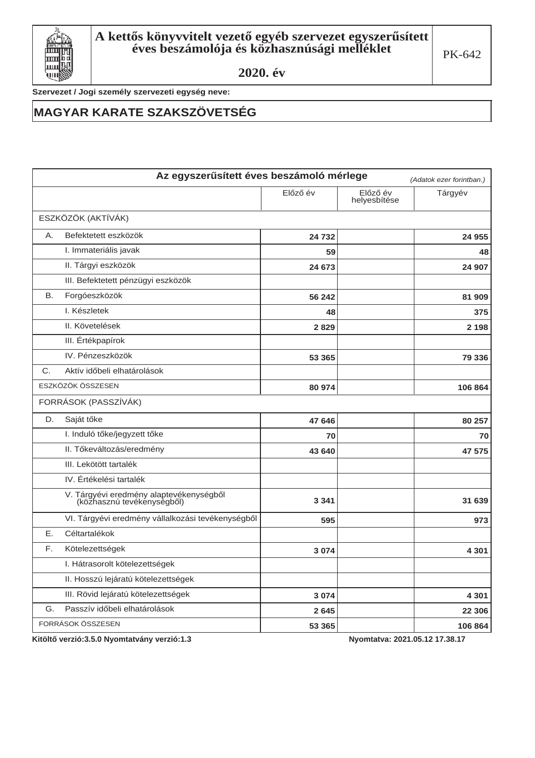# A kettős könyvvitelt vezető egyéb szervezet egyszerűsített éves beszámolója és közhasznúsági melléklet

PK-642

**2020. év**

**Szervezet / Jogi személy szervezeti egység neve:**

## MAGYAR KARATE SZAKSZÖVETSÉG

### Az egyszerűsített éves beszámoló mérlege

*(Adatok ezer forintban.)*

| | | Előző év | Előző év helyesbítése | Tárgyév |
|---|---|---|---|---|
| ESZKÖZÖK (AKTÍVÁK) | | | | |
| A. | Befektetett eszközök | **24 732** | | **24 955** |
| | I. Immateriális javak | **59** | | **48** |
| | II. Tárgyi eszközök | **24 673** | | **24 907** |
| | III. Befektetett pénzügyi eszközök | | | |
| B. | Forgóeszközök | **56 242** | | **81 909** |
| | I. Készletek | **48** | | **375** |
| | II. Követelések | **2 829** | | **2 198** |
| | III. Értékpapírok | | | |
| | IV. Pénzeszközök | **53 365** | | **79 336** |
| C. | Aktív időbeli elhatárolások | | | |
| ESZKÖZÖK ÖSSZESEN | | **80 974** | | **106 864** |
| FORRÁSOK (PASSZÍVÁK) | | | | |
| D. | Saját tőke | **47 646** | | **80 257** |
| | I. Induló tőke/jegyzett tőke | **70** | | **70** |
| | II. Tőkeváltozás/eredmény | **43 640** | | **47 575** |
| | III. Lekötött tartalék | | | |
| | IV. Értékelési tartalék | | | |
| | V. Tárgyévi eredmény alaptevékenységből (közhasznú tevékenységből) | **3 341** | | **31 639** |
| | VI. Tárgyévi eredmény vállalkozási tevékenységből | **595** | | **973** |
| E. | Céltartalékok | | | |
| F. | Kötelezettségek | **3 074** | | **4 301** |
| | I. Hátrasorolt kötelezettségek | | | |
| | II. Hosszú lejáratú kötelezettségek | | | |
| | III. Rövid lejáratú kötelezettségek | **3 074** | | **4 301** |
| G. | Passzív időbeli elhatárolások | **2 645** | | **22 306** |
| FORRÁSOK ÖSSZESEN | | **53 365** | | **106 864** |

**Kitöltő verzió:3.5.0 Nyomtatvány verzió:1.3** **Nyomtatva: 2021.05.12 17.38.17**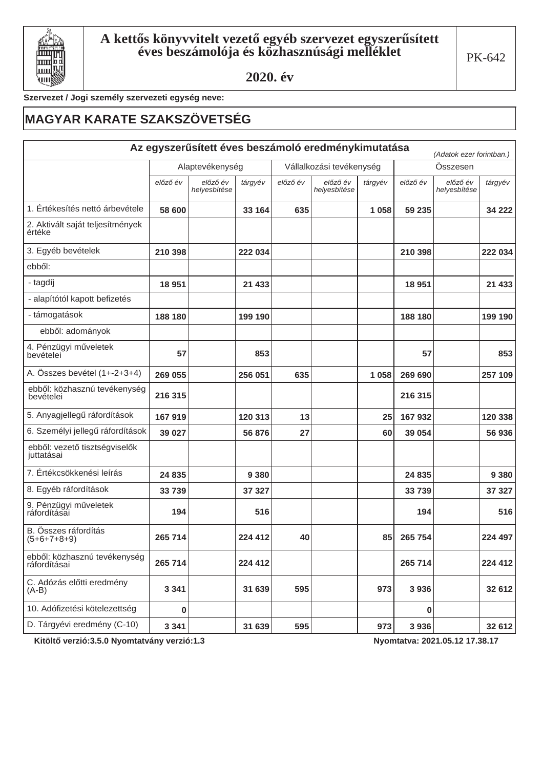# A kettős könyvvitelt vezető egyéb szervezet egyszerűsített éves beszámolója és közhasznúsági melléklet

**2020. év**

PK-642

**Szervezet / Jogi személy szervezeti egység neve:**

## MAGYAR KARATE SZAKSZÖVETSÉG

### Az egyszerűsített éves beszámoló eredménykimutatása

*(Adatok ezer forintban.)*

| | Alaptevékenység | | | Vállalkozási tevékenység | | | Összesen | | |
|---|---|---|---|---|---|---|---|---|---|
| | *előző év* | *előző év helyesbítése* | *tárgyév* | *előző év* | *előző év helyesbítése* | *tárgyév* | *előző év* | *előző év helyesbítése* | *tárgyév* |
| 1. Értékesítés nettó árbevétele | 58 600 | | 33 164 | 635 | | 1 058 | 59 235 | | 34 222 |
| 2. Aktivált saját teljesítmények értéke | | | | | | | | | |
| 3. Egyéb bevételek | 210 398 | | 222 034 | | | | 210 398 | | 222 034 |
| ebből: | | | | | | | | | |
| - tagdíj | 18 951 | | 21 433 | | | | 18 951 | | 21 433 |
| - alapítótól kapott befizetés | | | | | | | | | |
| - támogatások | 188 180 | | 199 190 | | | | 188 180 | | 199 190 |
| ebből: adományok | | | | | | | | | |
| 4. Pénzügyi műveletek bevételei | 57 | | 853 | | | | 57 | | 853 |
| A. Összes bevétel (1+-2+3+4) | 269 055 | | 256 051 | 635 | | 1 058 | 269 690 | | 257 109 |
| ebből: közhasznú tevékenység bevételei | 216 315 | | | | | | 216 315 | | |
| 5. Anyagjellegű ráfordítások | 167 919 | | 120 313 | 13 | | 25 | 167 932 | | 120 338 |
| 6. Személyi jellegű ráfordítások | 39 027 | | 56 876 | 27 | | 60 | 39 054 | | 56 936 |
| ebből: vezető tisztségviselők juttatásai | | | | | | | | | |
| 7. Értékcsökkenési leírás | 24 835 | | 9 380 | | | | 24 835 | | 9 380 |
| 8. Egyéb ráfordítások | 33 739 | | 37 327 | | | | 33 739 | | 37 327 |
| 9. Pénzügyi műveletek ráfordításai | 194 | | 516 | | | | 194 | | 516 |
| B. Összes ráfordítás (5+6+7+8+9) | 265 714 | | 224 412 | 40 | | 85 | 265 754 | | 224 497 |
| ebből: közhasznú tevékenység ráfordításai | 265 714 | | 224 412 | | | | 265 714 | | 224 412 |
| C. Adózás előtti eredmény (A-B) | 3 341 | | 31 639 | 595 | | 973 | 3 936 | | 32 612 |
| 10. Adófizetési kötelezettség | 0 | | | | | | 0 | | |
| D. Tárgyévi eredmény (C-10) | 3 341 | | 31 639 | 595 | | 973 | 3 936 | | 32 612 |

**Kitöltő verzió:3.5.0 Nyomtatvány verzió:1.3** **Nyomtatva: 2021.05.12 17.38.17**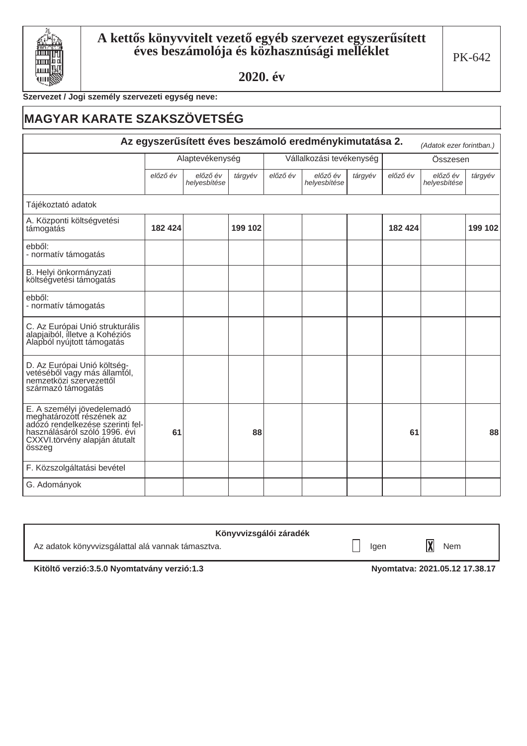# A kettős könyvvitelt vezető egyéb szervezet egyszerűsített éves beszámolója és közhasznúsági melléklet

## 2020. év

PK-642

**Szervezet / Jogi személy szervezeti egység neve:**

## MAGYAR KARATE SZAKSZÖVETSÉG

### Az egyszerűsített éves beszámoló eredménykimutatása 2.

*(Adatok ezer forintban.)*

| | Alaptevékenység | | | Vállalkozási tevékenység | | | Összesen | | |
|---|---|---|---|---|---|---|---|---|---|
| | *előző év* | *előző év helyesbítése* | *tárgyév* | *előző év* | *előző év helyesbítése* | *tárgyév* | *előző év* | *előző év helyesbítése* | *tárgyév* |
| Tájékoztató adatok | | | | | | | | | |
| A. Központi költségvetési támogatás | 182 424 | | 199 102 | | | | 182 424 | | 199 102 |
| ebből:<br>- normatív támogatás | | | | | | | | | |
| B. Helyi önkormányzati költségvetési támogatás | | | | | | | | | |
| ebből:<br>- normatív támogatás | | | | | | | | | |
| C. Az Európai Unió strukturális alapjaiból, illetve a Kohéziós Alapból nyújtott támogatás | | | | | | | | | |
| D. Az Európai Unió költségvetéséből vagy más államtól, nemzetközi szervezettől származó támogatás | | | | | | | | | |
| E. A személyi jövedelemadó meghatározott részének az adózó rendelkezése szerinti felhasználásáról szóló 1996. évi CXXVI.törvény alapján átutalt összeg | 61 | | 88 | | | | 61 | | 88 |
| F. Közszolgáltatási bevétel | | | | | | | | | |
| G. Adományok | | | | | | | | | |

**Könyvvizsgálói záradék**

Az adatok könyvvizsgálattal alá vannak támasztva. ☐ Igen ☒ Nem

**Kitöltő verzió:3.5.0 Nyomtatvány verzió:1.3** **Nyomtatva: 2021.05.12 17.38.17**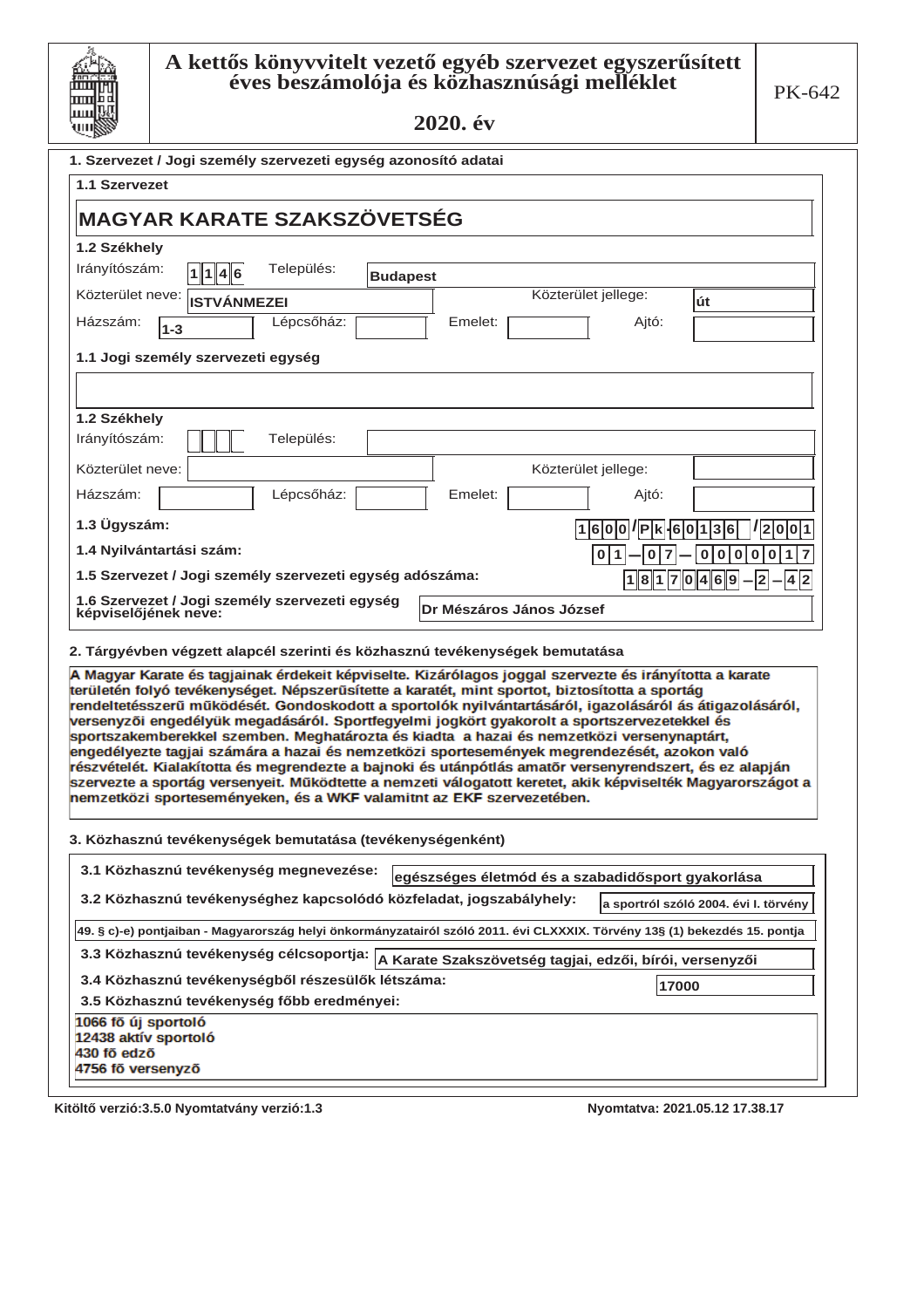# A kettős könyvvitelt vezető egyéb szervezet egyszerűsített éves beszámolója és közhasznúsági melléklet

**PK-642**

## 2020. év

### 1. Szervezet / Jogi személy szervezeti egység azonosító adatai

**1.1 Szervezet**

**MAGYAR KARATE SZAKSZÖVETSÉG**

**1.2 Székhely**

Irányítószám: 1146 Település: Budapest

Közterület neve: ISTVÁNMEZEI Közterület jellege: út

Házszám: 1-3 Lépcsőház: Emelet: Ajtó:

**1.1 Jogi személy szervezeti egység**

**1.2 Székhely**

Irányítószám: Település:

Közterület neve: Közterület jellege:

Házszám: Lépcsőház: Emelet: Ajtó:

**1.3 Ügyszám:** 1600/Pk-60136/2001

**1.4 Nyilvántartási szám:** 01-07-0000017

**1.5 Szervezet / Jogi személy szervezeti egység adószáma:** 18170469-2-42

**1.6 Szervezet / Jogi személy szervezeti egység képviselőjének neve:** Dr Mészáros János József

### 2. Tárgyévben végzett alapcél szerinti és közhasznú tevékenységek bemutatása

A Magyar Karate és tagjainak érdekeit képviselte. Kizárólagos joggal szervezte és irányította a karate területén folyó tevékenységet. Népszerűsítette a karatét, mint sportot, biztosította a sportág rendeltetésszerű működését. Gondoskodott a sportolók nyilvántartásáról, igazolásáról ás átigazolásáról, versenyzői engedélyük megadásáról. Sportfegyelmi jogkört gyakorolt a sportszervezetekkel és sportszakemberekkel szemben. Meghatározta és kiadta a hazai és nemzetközi versenynaptárt, engedélyezte tagjai számára a hazai és nemzetközi sportesemények megrendezését, azokon való részvételét. Kialakította és megrendezte a bajnoki és utánpótlás amatőr versenyrendszert, és ez alapján szervezte a sportág versenyeit. Működtette a nemzeti válogatott keretet, akik képviselték Magyarországot a nemzetközi sporteseményeken, és a WKF valamitnt az EKF szervezetében.

### 3. Közhasznú tevékenységek bemutatása (tevékenységenként)

**3.1 Közhasznú tevékenység megnevezése:** egészséges életmód és a szabadidősport gyakorlása

**3.2 Közhasznú tevékenységhez kapcsolódó közfeladat, jogszabályhely:** a sportról szóló 2004. évi I. törvény

49. § c)-e) pontjaiban - Magyarország helyi önkormányzatairól szóló 2011. évi CLXXXIX. Törvény 13§ (1) bekezdés 15. pontja

**3.3 Közhasznú tevékenység célcsoportja:** A Karate Szakszövetség tagjai, edzői, bírói, versenyzői

**3.4 Közhasznú tevékenységből részesülők létszáma:** 17000

**3.5 Közhasznú tevékenység főbb eredményei:**

1066 fő új sportoló
12438 aktív sportoló
430 fő edző
4756 fő versenyző

Kitöltő verzió:3.5.0 Nyomtatvány verzió:1.3 Nyomtatva: 2021.05.12 17.38.17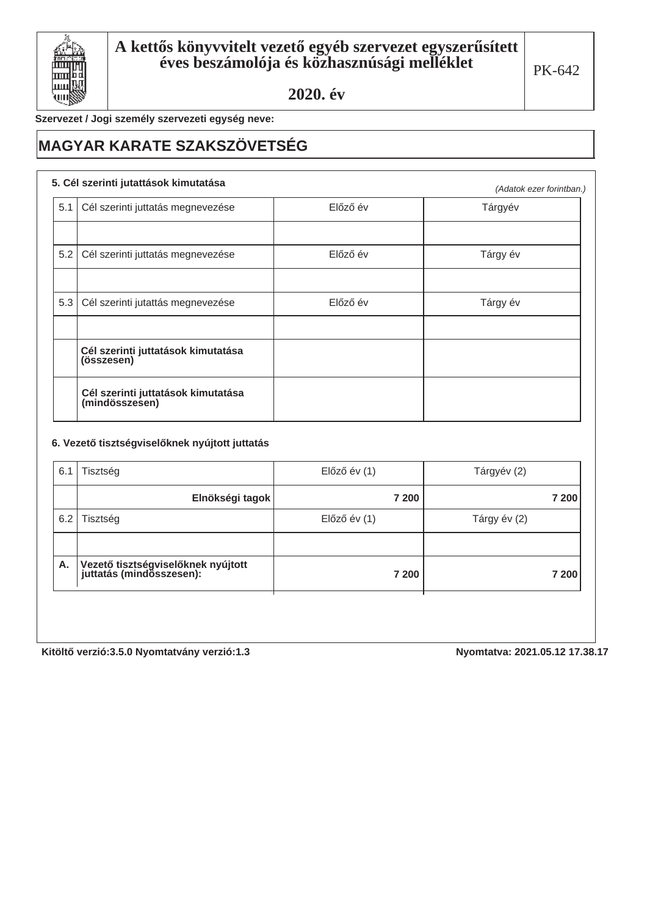# A kettős könyvvitelt vezető egyéb szervezet egyszerűsített éves beszámolója és közhasznúsági melléklet

## 2020. év

PK-642

**Szervezet / Jogi személy szervezeti egység neve:**

# MAGYAR KARATE SZAKSZÖVETSÉG

### 5. Cél szerinti juttatások kimutatása

*(Adatok ezer forintban.)*

| 5.1 | Cél szerinti juttatás megnevezése | Előző év | Tárgyév |
|---|---|---|---|
| | | | |
| 5.2 | Cél szerinti juttatás megnevezése | Előző év | Tárgy év |
| | | | |
| 5.3 | Cél szerinti juttatás megnevezése | Előző év | Tárgy év |
| | | | |
| | **Cél szerinti juttatások kimutatása (összesen)** | | |
| | **Cél szerinti juttatások kimutatása (mindösszesen)** | | |

### 6. Vezető tisztségviselőknek nyújtott juttatás

| 6.1 | Tisztség | Előző év (1) | Tárgyév (2) |
|---|---|---|---|
| | **Elnökségi tagok** | **7 200** | **7 200** |
| 6.2 | Tisztség | Előző év (1) | Tárgy év (2) |
| | | | |
| **A.** | **Vezető tisztségviselőknek nyújtott juttatás (mindösszesen):** | **7 200** | **7 200** |

**Kitöltő verzió:3.5.0 Nyomtatvány verzió:1.3** **Nyomtatva: 2021.05.12 17.38.17**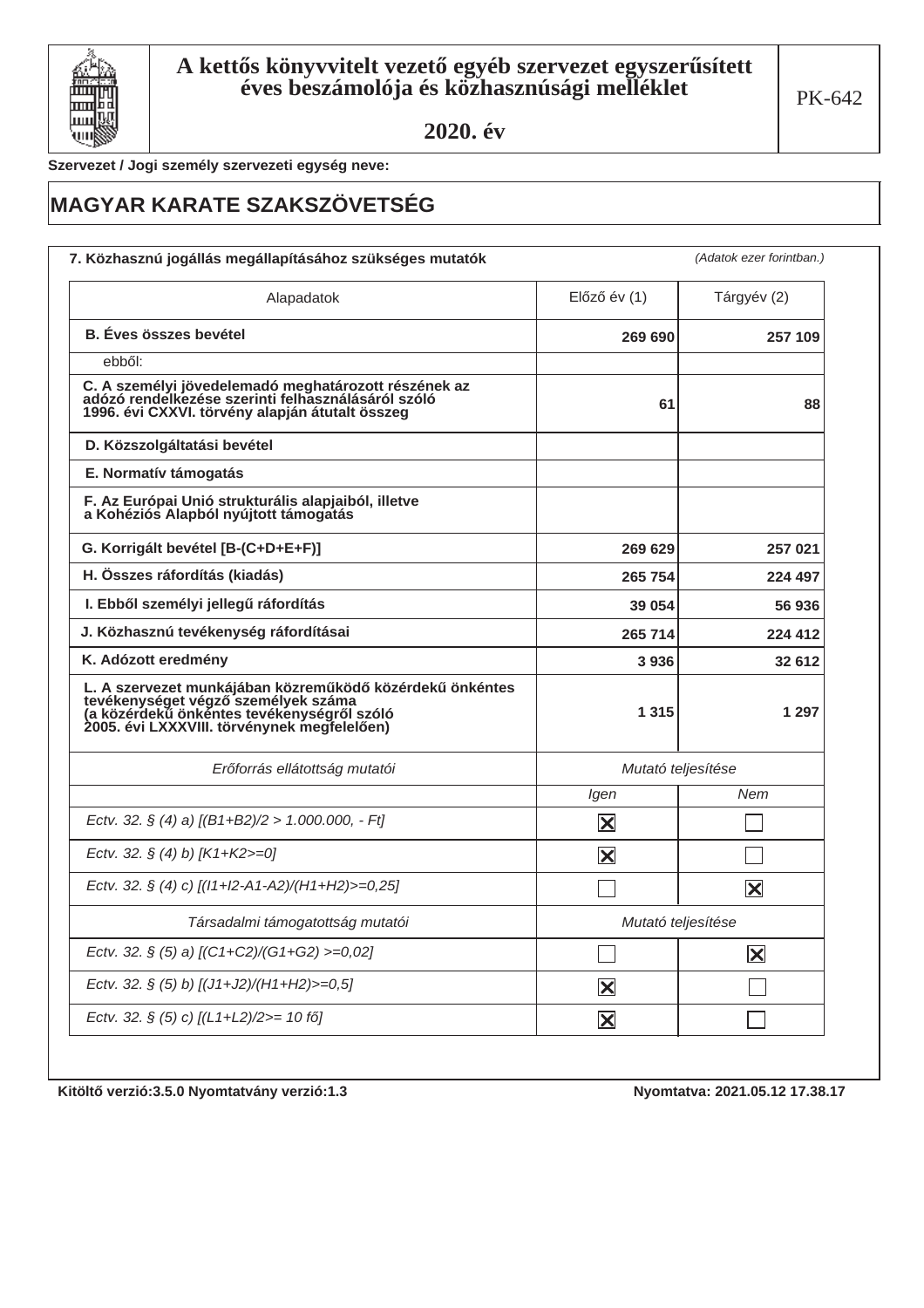# A kettős könyvvitelt vezető egyéb szervezet egyszerűsített éves beszámolója és közhasznúsági melléklet

## 2020. év

PK-642

Szervezet / Jogi személy szervezeti egység neve:

## MAGYAR KARATE SZAKSZÖVETSÉG

### 7. Közhasznú jogállás megállapításához szükséges mutatók

*(Adatok ezer forintban.)*

| Alapadatok | Előző év (1) | Tárgyév (2) |
|---|---|---|
| **B. Éves összes bevétel** | **269 690** | **257 109** |
| ebből: | | |
| **C. A személyi jövedelemadó meghatározott részének az adózó rendelkezése szerinti felhasználásáról szóló 1996. évi CXXVI. törvény alapján átutalt összeg** | **61** | **88** |
| **D. Közszolgáltatási bevétel** | | |
| **E. Normatív támogatás** | | |
| **F. Az Európai Unió strukturális alapjaiból, illetve a Kohéziós Alapból nyújtott támogatás** | | |
| **G. Korrigált bevétel [B-(C+D+E+F)]** | **269 629** | **257 021** |
| **H. Összes ráfordítás (kiadás)** | **265 754** | **224 497** |
| **I. Ebből személyi jellegű ráfordítás** | **39 054** | **56 936** |
| **J. Közhasznú tevékenység ráfordításai** | **265 714** | **224 412** |
| **K. Adózott eredmény** | **3 936** | **32 612** |
| **L. A szervezet munkájában közreműködő közérdekű önkéntes tevékenységet végző személyek száma (a közérdekű önkéntes tevékenységről szóló 2005. évi LXXXVIII. törvénynek megfelelően)** | **1 315** | **1 297** |
| *Erőforrás ellátottság mutatói* | *Mutató teljesítése* | |
| | *Igen* | *Nem* |
| *Ectv. 32. § (4) a) [(B1+B2)/2 > 1.000.000, - Ft]* | ☒ | ☐ |
| *Ectv. 32. § (4) b) [K1+K2>=0]* | ☒ | ☐ |
| *Ectv. 32. § (4) c) [(I1+I2-A1-A2)/(H1+H2)>=0,25]* | ☐ | ☒ |
| *Társadalmi támogatottság mutatói* | *Mutató teljesítése* | |
| *Ectv. 32. § (5) a) [(C1+C2)/(G1+G2) >=0,02]* | ☐ | ☒ |
| *Ectv. 32. § (5) b) [(J1+J2)/(H1+H2)>=0,5]* | ☒ | ☐ |
| *Ectv. 32. § (5) c) [(L1+L2)/2>= 10 fő]* | ☒ | ☐ |

Kitöltő verzió:3.5.0 Nyomtatvány verzió:1.3

Nyomtatva: 2021.05.12 17.38.17